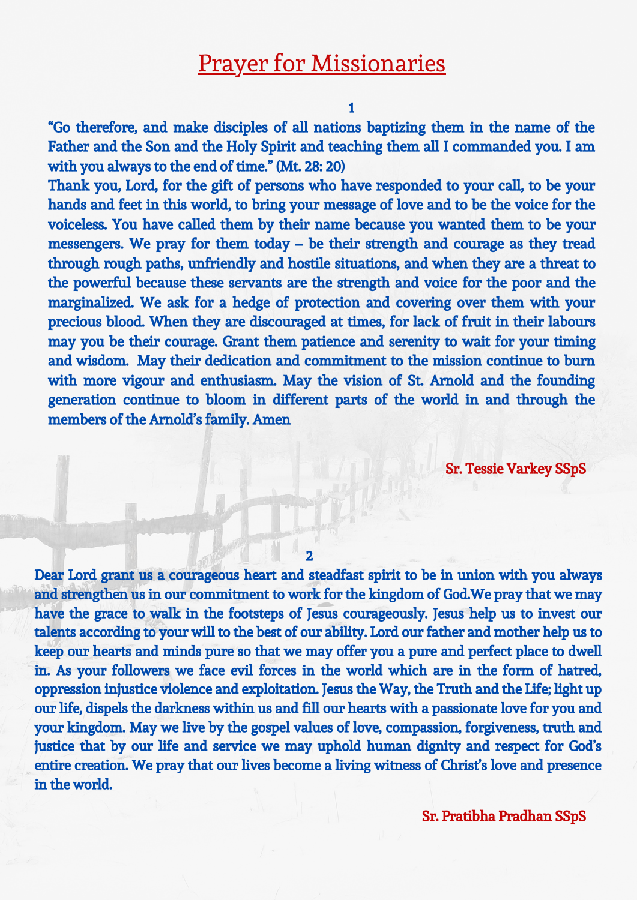# Prayer for Missionaries

**1**

**"Go therefore, and make disciples of all nations baptizing them in the name of the Father and the Son and the Holy Spirit and teaching them all I commanded you. I am with you always to the end of time." (Mt. 28: 20)**

**Thank you, Lord, for the gift of persons who have responded to your call, to be your hands and feet in this world, to bring your message of love and to be the voice for the voiceless. You have called them by their name because you wanted them to be your messengers. We pray for them today – be their strength and courage as they tread through rough paths, unfriendly and hostile situations, and when they are a threat to the powerful because these servants are the strength and voice for the poor and the marginalized. We ask for a hedge of protection and covering over them with your precious blood. When they are discouraged at times, for lack of fruit in their labours may you be their courage. Grant them patience and serenity to wait for your timing and wisdom. May their dedication and commitment to the mission continue to burn with more vigour and enthusiasm. May the vision of St. Arnold and the founding generation continue to bloom in different parts of the world in and through the members of the Arnold's family. Amen**

**Sr. Tessie Varkey SSpS**

**2**

**Dear Lord grant us a courageous heart and steadfast spirit to be in union with you always and strengthen us in our commitment to work for the kingdom of God.We pray that we may have the grace to walk in the footsteps of Jesus courageously. Jesus help us to invest our talents according to your will to the best of our ability. Lord our father and mother help us to keep our hearts and minds pure so that we may offer you a pure and perfect place to dwell in. As your followers we face evil forces in the world which are in the form of hatred, oppression injustice violence and exploitation. Jesus the Way, the Truth and the Life; light up our life, dispels the darkness within us and fill our hearts with a passionate love for you and your kingdom. May we live by the gospel values of love, compassion, forgiveness, truth and justice that by our life and service we may uphold human dignity and respect for God's entire creation. We pray that our lives become a living witness of Christ's love and presence in the world.**

**Sr. Pratibha Pradhan SSpS**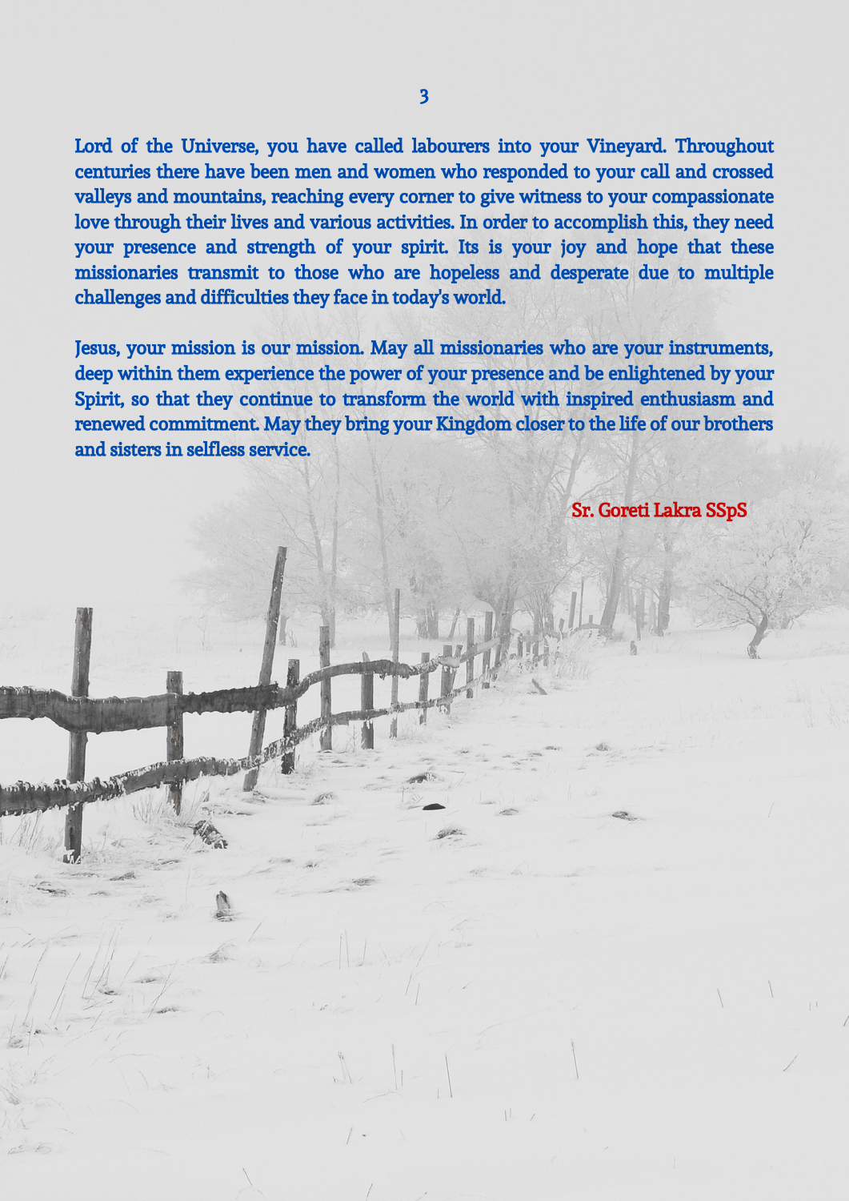Lord of the Universe, you have called labourers into your Vineyard. Throughout centuries there have been men and women who responded to your call and crossed valleys and mountains, reaching every corner to give witness to your compassionate love through their lives and various activities. In order to accomplish this, they need your presence and strength of your spirit. Its is your joy and hope that these missionaries transmit to those who are hopeless and desperate due to multiple challenges and difficulties they face in today's world.

Jesus, your mission is our mission. May all missionaries who are your instruments, deep within them experience the power of your presence and be enlightened by your Spirit, so that they continue to transform the world with inspired enthusiasm and renewed commitment. May they bring your Kingdom closer to the life of our brothers and sisters in selfless service.

Sr. Goreti Lakra SSpS